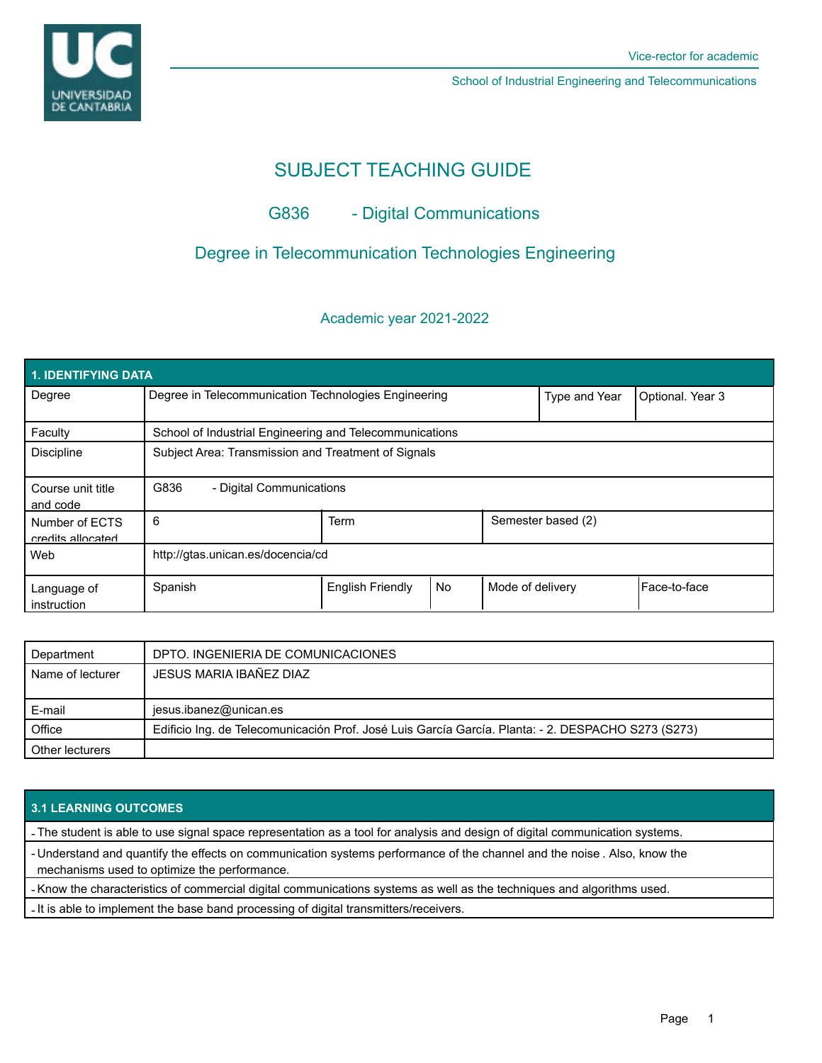Vice-rector for academic

School of Industrial Engineering and Telecommunications

# SUBJECT TEACHING GUIDE

## G836 - Digital Communications

## Degree in Telecommunication Technologies Engineering

Academic year 2021-2022

| 1. IDENTIFYING DATA | | | | | |
|---|---|---|---|---|---|
| Degree | Degree in Telecommunication Technologies Engineering | | | Type and Year | Optional. Year 3 |
| Faculty | School of Industrial Engineering and Telecommunications | | | | |
| Discipline | Subject Area: Transmission and Treatment of Signals | | | | |
| Course unit title and code | G836 - Digital Communications | | | | |
| Number of ECTS credits allocated | 6 | Term | | Semester based (2) | |
| Web | http://gtas.unican.es/docencia/cd | | | | |
| Language of instruction | Spanish | English Friendly | No | Mode of delivery | Face-to-face |

| | |
|---|---|
| Department | DPTO. INGENIERIA DE COMUNICACIONES |
| Name of lecturer | JESUS MARIA IBAÑEZ DIAZ |
| E-mail | jesus.ibanez@unican.es |
| Office | Edificio Ing. de Telecomunicación Prof. José Luis García García. Planta: - 2. DESPACHO S273 (S273) |
| Other lecturers | |

### 3.1 LEARNING OUTCOMES

- The student is able to use signal space representation as a tool for analysis and design of digital communication systems.
- Understand and quantify the effects on communication systems performance of the channel and the noise . Also, know the mechanisms used to optimize the performance.
- Know the characteristics of commercial digital communications systems as well as the techniques and algorithms used.
- It is able to implement the base band processing of digital transmitters/receivers.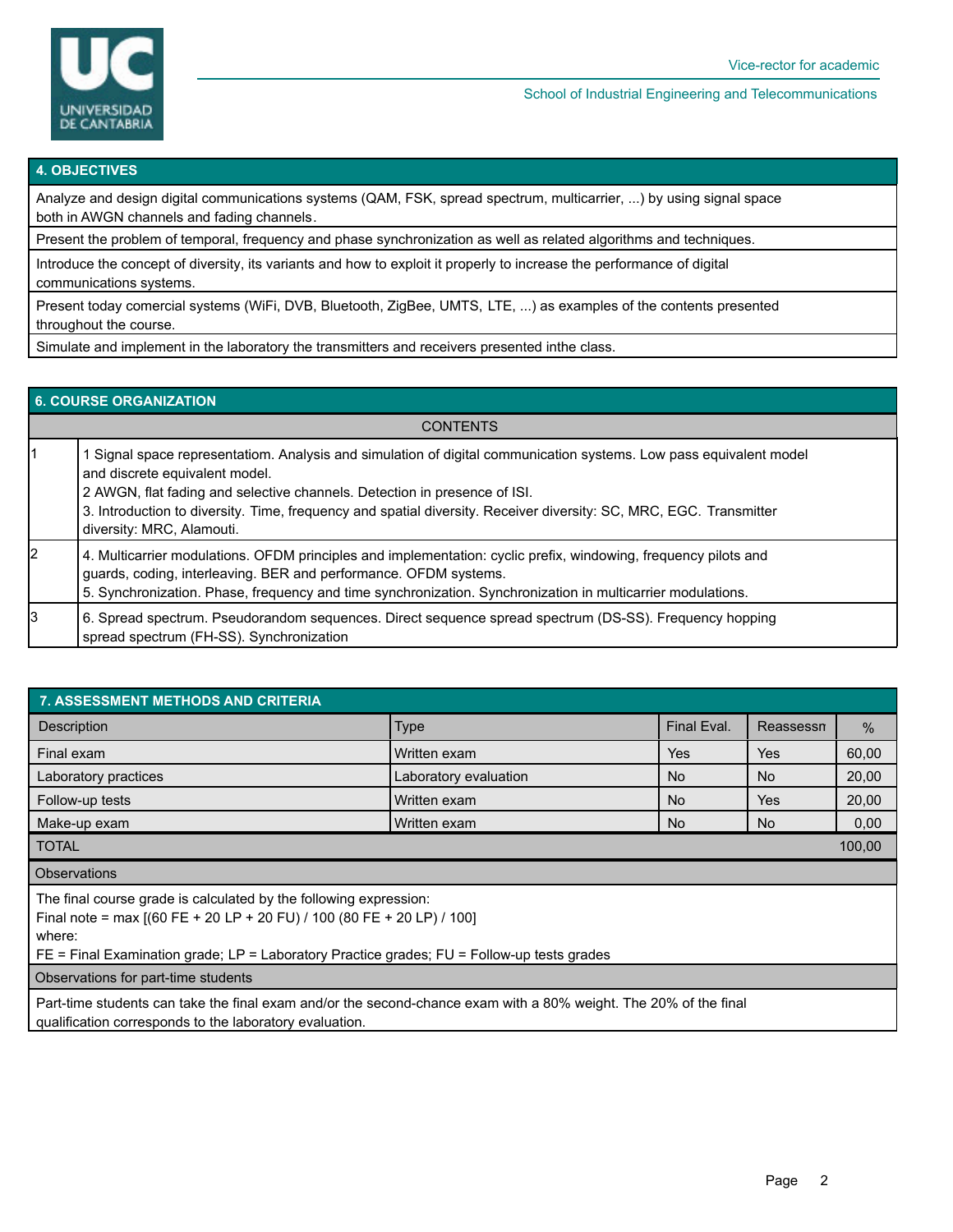## 4. OBJECTIVES

| |
|---|
| Analyze and design digital communications systems (QAM, FSK, spread spectrum, multicarrier, ...) by using signal space both in AWGN channels and fading channels. |
| Present the problem of temporal, frequency and phase synchronization as well as related algorithms and techniques. |
| Introduce the concept of diversity, its variants and how to exploit it properly to increase the performance of digital communications systems. |
| Present today comercial systems (WiFi, DVB, Bluetooth, ZigBee, UMTS, LTE, ...) as examples of the contents presented throughout the course. |
| Simulate and implement in the laboratory the transmitters and receivers presented inthe class. |

## 6. COURSE ORGANIZATION

| | CONTENTS |
|---|---|
| 1 | 1 Signal space representatiom. Analysis and simulation of digital communication systems. Low pass equivalent model and discrete equivalent model.<br>2 AWGN, flat fading and selective channels. Detection in presence of ISI.<br>3. Introduction to diversity. Time, frequency and spatial diversity. Receiver diversity: SC, MRC, EGC. Transmitter diversity: MRC, Alamouti. |
| 2 | 4. Multicarrier modulations. OFDM principles and implementation: cyclic prefix, windowing, frequency pilots and guards, coding, interleaving. BER and performance. OFDM systems.<br>5. Synchronization. Phase, frequency and time synchronization. Synchronization in multicarrier modulations. |
| 3 | 6. Spread spectrum. Pseudorandom sequences. Direct sequence spread spectrum (DS-SS). Frequency hopping spread spectrum (FH-SS). Synchronization |

## 7. ASSESSMENT METHODS AND CRITERIA

| Description | Type | Final Eval. | Reassessn | % |
|---|---|---|---|---|
| Final exam | Written exam | Yes | Yes | 60,00 |
| Laboratory practices | Laboratory evaluation | No | No | 20,00 |
| Follow-up tests | Written exam | No | Yes | 20,00 |
| Make-up exam | Written exam | No | No | 0,00 |
| TOTAL | | | | 100,00 |

**Observations**

The final course grade is calculated by the following expression:
Final note = max [(60 FE + 20 LP + 20 FU) / 100 (80 FE + 20 LP) / 100]
where:
FE = Final Examination grade; LP = Laboratory Practice grades; FU = Follow-up tests grades

**Observations for part-time students**

Part-time students can take the final exam and/or the second-chance exam with a 80% weight. The 20% of the final qualification corresponds to the laboratory evaluation.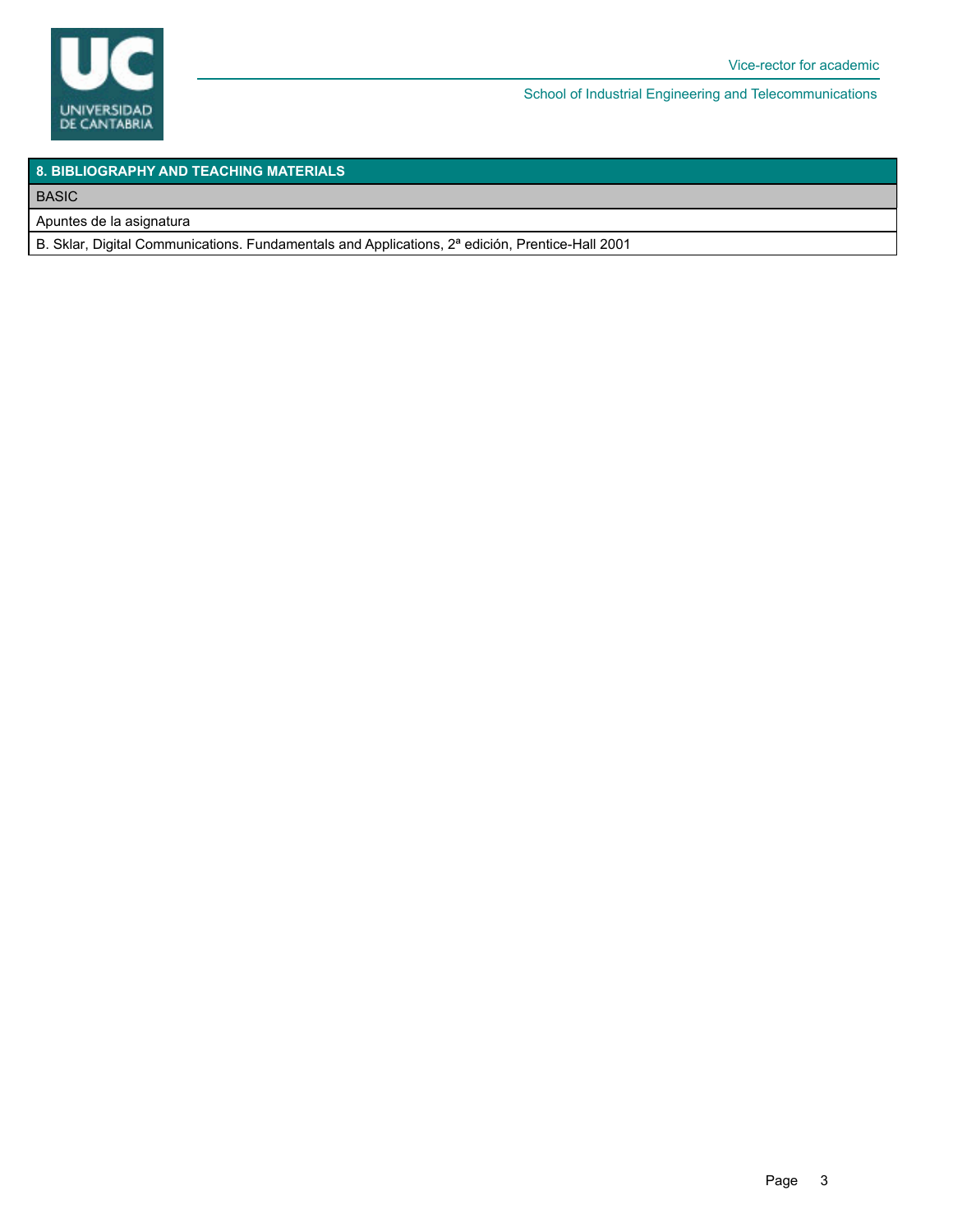## 8. BIBLIOGRAPHY AND TEACHING MATERIALS

| BASIC |
| --- |
| Apuntes de la asignatura |
| B. Sklar, Digital Communications. Fundamentals and Applications, 2ª edición, Prentice-Hall 2001 |